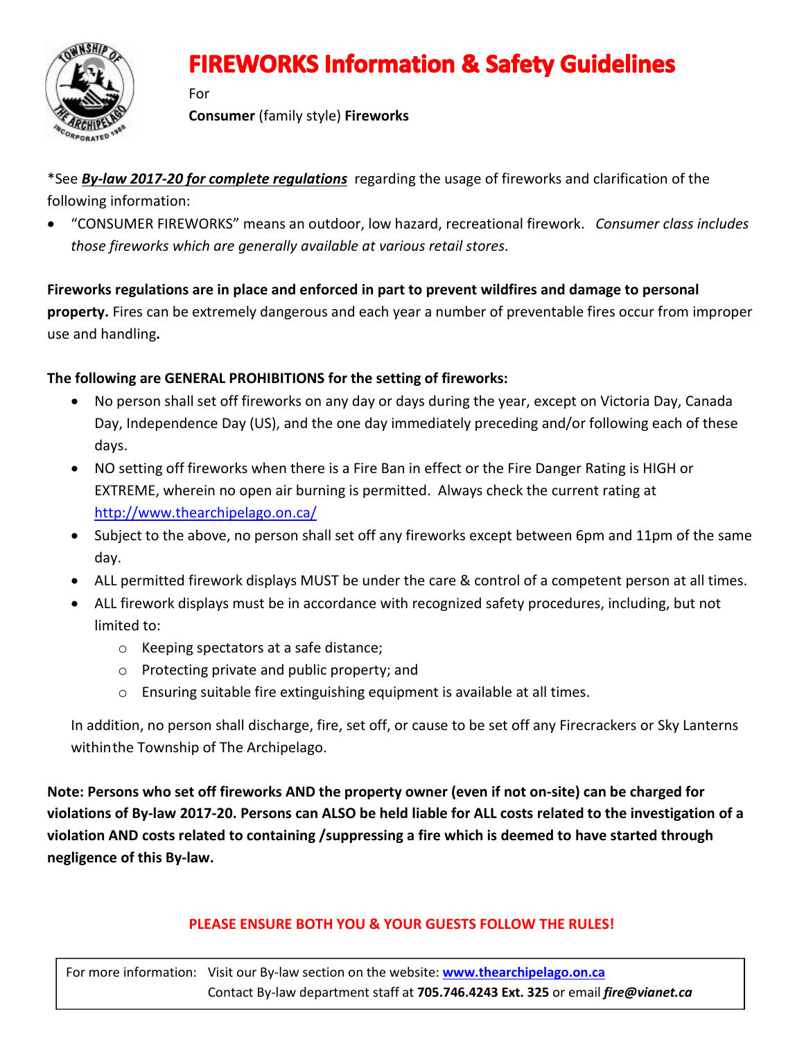# FIREWORKS Information & Safety Guidelines

For

**Consumer** (family style) **Fireworks**

*See ***By-law 2017-20 for complete regulations*** regarding the usage of fireworks and clarification of the following information:

- "CONSUMER FIREWORKS" means an outdoor, low hazard, recreational firework. *Consumer class includes those fireworks which are generally available at various retail stores*.

**Fireworks regulations are in place and enforced in part to prevent wildfires and damage to personal property.** Fires can be extremely dangerous and each year a number of preventable fires occur from improper use and handling**.**

**The following are GENERAL PROHIBITIONS for the setting of fireworks:**

- No person shall set off fireworks on any day or days during the year, except on Victoria Day, Canada Day, Independence Day (US), and the one day immediately preceding and/or following each of these days.
- NO setting off fireworks when there is a Fire Ban in effect or the Fire Danger Rating is HIGH or EXTREME, wherein no open air burning is permitted. Always check the current rating at http://www.thearchipelago.on.ca/
- Subject to the above, no person shall set off any fireworks except between 6pm and 11pm of the same day.
- ALL permitted firework displays MUST be under the care & control of a competent person at all times.
- ALL firework displays must be in accordance with recognized safety procedures, including, but not limited to:
  - Keeping spectators at a safe distance;
  - Protecting private and public property; and
  - Ensuring suitable fire extinguishing equipment is available at all times.

In addition, no person shall discharge, fire, set off, or cause to be set off any Firecrackers or Sky Lanterns within the Township of The Archipelago.

**Note: Persons who set off fireworks AND the property owner (even if not on-site) can be charged for violations of By-law 2017-20. Persons can ALSO be held liable for ALL costs related to the investigation of a violation AND costs related to containing /suppressing a fire which is deemed to have started through negligence of this By-law.**

**PLEASE ENSURE BOTH YOU & YOUR GUESTS FOLLOW THE RULES!**

For more information: Visit our By-law section on the website: **www.thearchipelago.on.ca**
Contact By-law department staff at **705.746.4243 Ext. 325** or email ***fire@vianet.ca***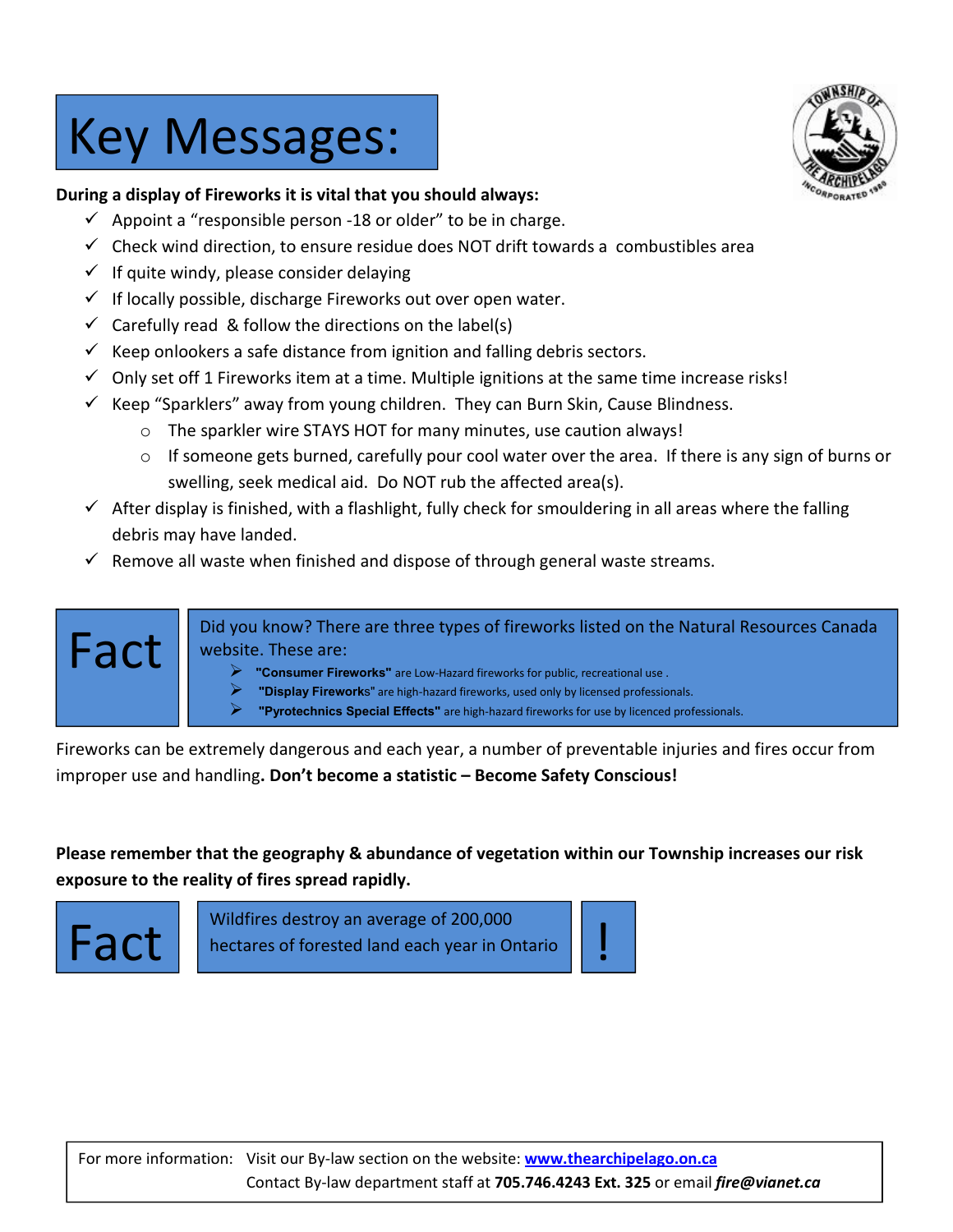# Key Messages:

**During a display of Fireworks it is vital that you should always:**

- ✓ Appoint a “responsible person -18 or older” to be in charge.
- ✓ Check wind direction, to ensure residue does NOT drift towards a combustibles area
- ✓ If quite windy, please consider delaying
- ✓ If locally possible, discharge Fireworks out over open water.
- ✓ Carefully read & follow the directions on the label(s)
- ✓ Keep onlookers a safe distance from ignition and falling debris sectors.
- ✓ Only set off 1 Fireworks item at a time. Multiple ignitions at the same time increase risks!
- ✓ Keep “Sparklers” away from young children. They can Burn Skin, Cause Blindness.
  - The sparkler wire STAYS HOT for many minutes, use caution always!
  - If someone gets burned, carefully pour cool water over the area. If there is any sign of burns or swelling, seek medical aid. Do NOT rub the affected area(s).
- ✓ After display is finished, with a flashlight, fully check for smouldering in all areas where the falling debris may have landed.
- ✓ Remove all waste when finished and dispose of through general waste streams.

**Fact**

Did you know? There are three types of fireworks listed on the Natural Resources Canada website. These are:

- **"Consumer Fireworks"** are Low-Hazard fireworks for public, recreational use .
- **"Display Fireworks"** are high-hazard fireworks, used only by licensed professionals.
- **"Pyrotechnics Special Effects"** are high-hazard fireworks for use by licenced professionals.

Fireworks can be extremely dangerous and each year, a number of preventable injuries and fires occur from improper use and handling**. Don’t become a statistic – Become Safety Conscious!**

**Please remember that the geography & abundance of vegetation within our Township increases our risk exposure to the reality of fires spread rapidly.**

**Fact**

Wildfires destroy an average of 200,000 hectares of forested land each year in Ontario

!

For more information: Visit our By-law section on the website: [www.thearchipelago.on.ca](http://www.thearchipelago.on.ca)
Contact By-law department staff at **705.746.4243 Ext. 325** or email ***fire@vianet.ca***